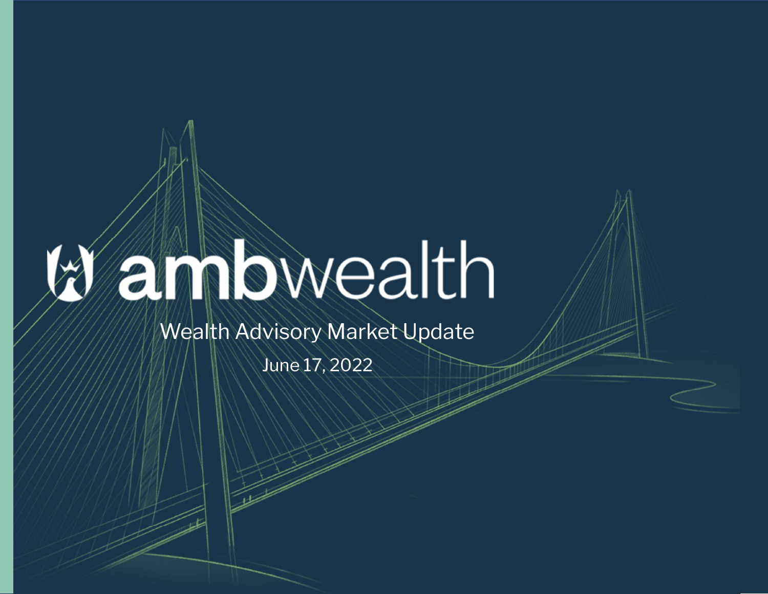# ambwealth

## Wealth Advisory Market Update

June 17, 2022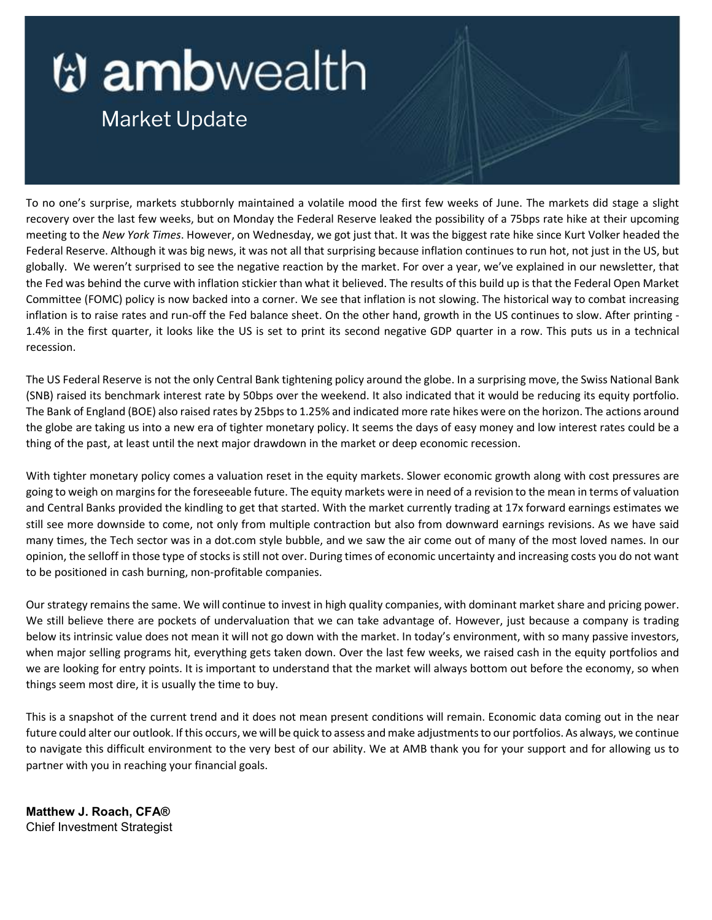# ambwealth

## Market Update

To no one's surprise, markets stubbornly maintained a volatile mood the first few weeks of June. The markets did stage a slight recovery over the last few weeks, but on Monday the Federal Reserve leaked the possibility of a 75bps rate hike at their upcoming meeting to the *New York Times*. However, on Wednesday, we got just that. It was the biggest rate hike since Kurt Volker headed the Federal Reserve. Although it was big news, it was not all that surprising because inflation continues to run hot, not just in the US, but globally. We weren't surprised to see the negative reaction by the market. For over a year, we've explained in our newsletter, that the Fed was behind the curve with inflation stickier than what it believed. The results of this build up is that the Federal Open Market Committee (FOMC) policy is now backed into a corner. We see that inflation is not slowing. The historical way to combat increasing inflation is to raise rates and run-off the Fed balance sheet. On the other hand, growth in the US continues to slow. After printing -1.4% in the first quarter, it looks like the US is set to print its second negative GDP quarter in a row. This puts us in a technical recession.

The US Federal Reserve is not the only Central Bank tightening policy around the globe. In a surprising move, the Swiss National Bank (SNB) raised its benchmark interest rate by 50bps over the weekend. It also indicated that it would be reducing its equity portfolio. The Bank of England (BOE) also raised rates by 25bps to 1.25% and indicated more rate hikes were on the horizon. The actions around the globe are taking us into a new era of tighter monetary policy. It seems the days of easy money and low interest rates could be a thing of the past, at least until the next major drawdown in the market or deep economic recession.

With tighter monetary policy comes a valuation reset in the equity markets. Slower economic growth along with cost pressures are going to weigh on margins for the foreseeable future. The equity markets were in need of a revision to the mean in terms of valuation and Central Banks provided the kindling to get that started. With the market currently trading at 17x forward earnings estimates we still see more downside to come, not only from multiple contraction but also from downward earnings revisions. As we have said many times, the Tech sector was in a dot.com style bubble, and we saw the air come out of many of the most loved names. In our opinion, the selloff in those type of stocks is still not over. During times of economic uncertainty and increasing costs you do not want to be positioned in cash burning, non-profitable companies.

Our strategy remains the same. We will continue to invest in high quality companies, with dominant market share and pricing power. We still believe there are pockets of undervaluation that we can take advantage of. However, just because a company is trading below its intrinsic value does not mean it will not go down with the market. In today's environment, with so many passive investors, when major selling programs hit, everything gets taken down. Over the last few weeks, we raised cash in the equity portfolios and we are looking for entry points. It is important to understand that the market will always bottom out before the economy, so when things seem most dire, it is usually the time to buy.

This is a snapshot of the current trend and it does not mean present conditions will remain. Economic data coming out in the near future could alter our outlook. If this occurs, we will be quick to assess and make adjustments to our portfolios. As always, we continue to navigate this difficult environment to the very best of our ability. We at AMB thank you for your support and for allowing us to partner with you in reaching your financial goals.

**Matthew J. Roach, CFA®**
Chief Investment Strategist